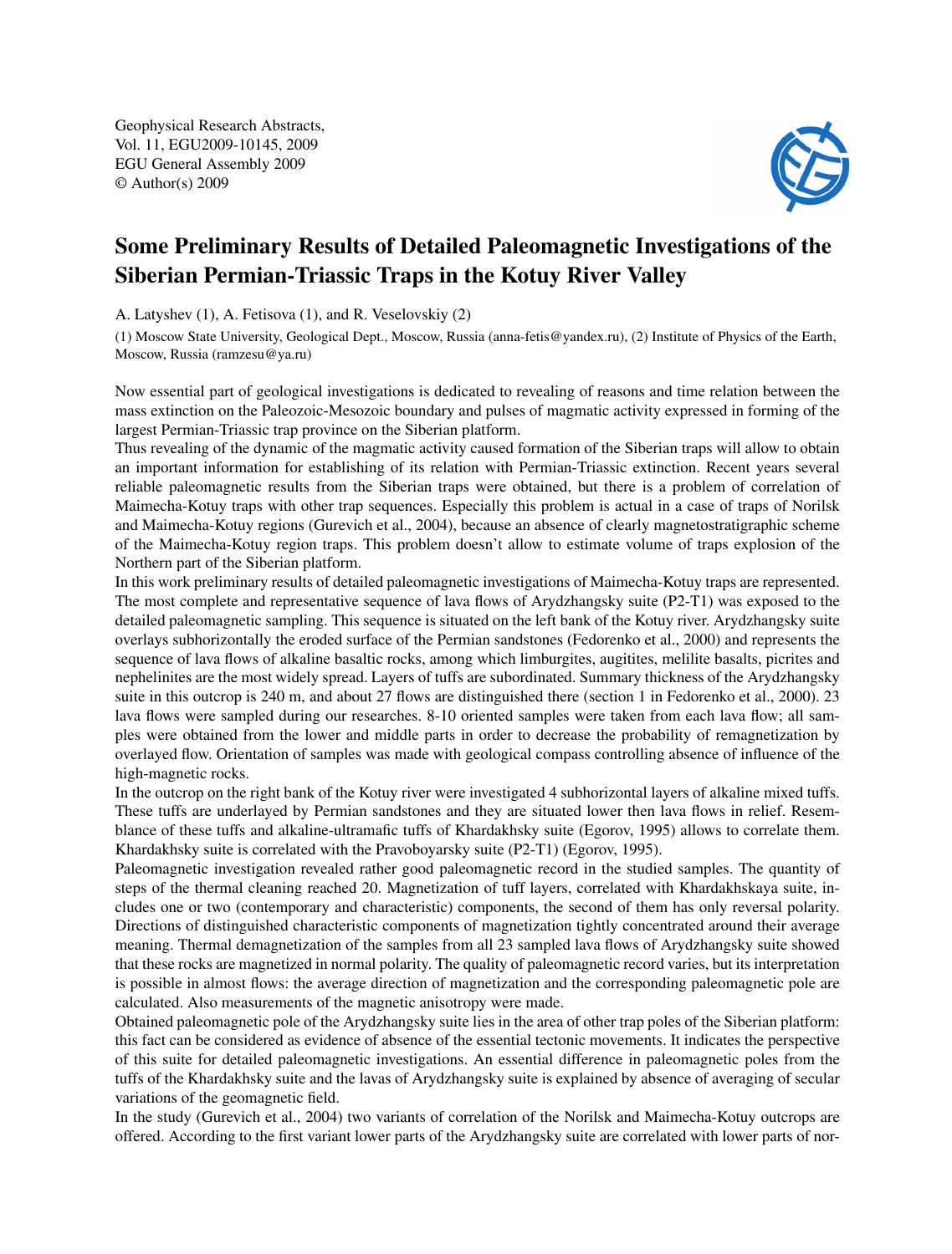# Some Preliminary Results of Detailed Paleomagnetic Investigations of the Siberian Permian-Triassic Traps in the Kotuy River Valley

A. Latyshev (1), A. Fetisova (1), and R. Veselovskiy (2)

(1) Moscow State University, Geological Dept., Moscow, Russia (anna-fetis@yandex.ru), (2) Institute of Physics of the Earth, Moscow, Russia (ramzesu@ya.ru)

Now essential part of geological investigations is dedicated to revealing of reasons and time relation between the mass extinction on the Paleozoic-Mesozoic boundary and pulses of magmatic activity expressed in forming of the largest Permian-Triassic trap province on the Siberian platform.

Thus revealing of the dynamic of the magmatic activity caused formation of the Siberian traps will allow to obtain an important information for establishing of its relation with Permian-Triassic extinction. Recent years several reliable paleomagnetic results from the Siberian traps were obtained, but there is a problem of correlation of Maimecha-Kotuy traps with other trap sequences. Especially this problem is actual in a case of traps of Norilsk and Maimecha-Kotuy regions (Gurevich et al., 2004), because an absence of clearly magnetostratigraphic scheme of the Maimecha-Kotuy region traps. This problem doesn't allow to estimate volume of traps explosion of the Northern part of the Siberian platform.

In this work preliminary results of detailed paleomagnetic investigations of Maimecha-Kotuy traps are represented. The most complete and representative sequence of lava flows of Arydzhangsky suite (P2-T1) was exposed to the detailed paleomagnetic sampling. This sequence is situated on the left bank of the Kotuy river. Arydzhangsky suite overlays subhorizontally the eroded surface of the Permian sandstones (Fedorenko et al., 2000) and represents the sequence of lava flows of alkaline basaltic rocks, among which limburgites, augitites, melilite basalts, picrites and nephelinites are the most widely spread. Layers of tuffs are subordinated. Summary thickness of the Arydzhangsky suite in this outcrop is 240 m, and about 27 flows are distinguished there (section 1 in Fedorenko et al., 2000). 23 lava flows were sampled during our researches. 8-10 oriented samples were taken from each lava flow; all samples were obtained from the lower and middle parts in order to decrease the probability of remagnetization by overlayed flow. Orientation of samples was made with geological compass controlling absence of influence of the high-magnetic rocks.

In the outcrop on the right bank of the Kotuy river were investigated 4 subhorizontal layers of alkaline mixed tuffs. These tuffs are underlayed by Permian sandstones and they are situated lower then lava flows in relief. Resemblance of these tuffs and alkaline-ultramafic tuffs of Khardakhsky suite (Egorov, 1995) allows to correlate them. Khardakhsky suite is correlated with the Pravoboyarsky suite (P2-T1) (Egorov, 1995).

Paleomagnetic investigation revealed rather good paleomagnetic record in the studied samples. The quantity of steps of the thermal cleaning reached 20. Magnetization of tuff layers, correlated with Khardakhskaya suite, includes one or two (contemporary and characteristic) components, the second of them has only reversal polarity. Directions of distinguished characteristic components of magnetization tightly concentrated around their average meaning. Thermal demagnetization of the samples from all 23 sampled lava flows of Arydzhangsky suite showed that these rocks are magnetized in normal polarity. The quality of paleomagnetic record varies, but its interpretation is possible in almost flows: the average direction of magnetization and the corresponding paleomagnetic pole are calculated. Also measurements of the magnetic anisotropy were made.

Obtained paleomagnetic pole of the Arydzhangsky suite lies in the area of other trap poles of the Siberian platform: this fact can be considered as evidence of absence of the essential tectonic movements. It indicates the perspective of this suite for detailed paleomagnetic investigations. An essential difference in paleomagnetic poles from the tuffs of the Khardakhsky suite and the lavas of Arydzhangsky suite is explained by absence of averaging of secular variations of the geomagnetic field.

In the study (Gurevich et al., 2004) two variants of correlation of the Norilsk and Maimecha-Kotuy outcrops are offered. According to the first variant lower parts of the Arydzhangsky suite are correlated with lower parts of nor-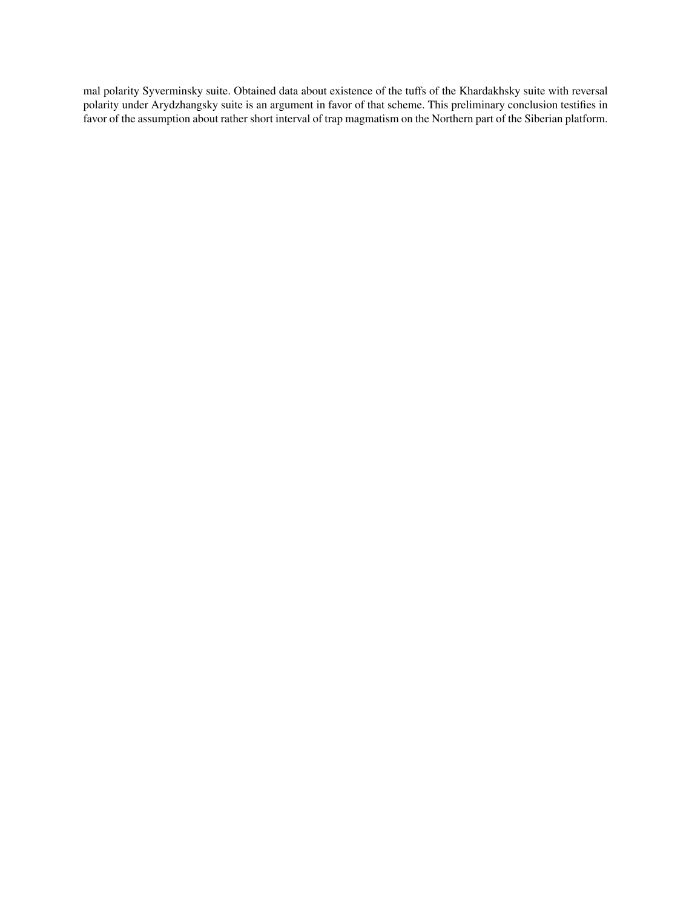mal polarity Syverminsky suite. Obtained data about existence of the tuffs of the Khardakhsky suite with reversal polarity under Arydzhangsky suite is an argument in favor of that scheme. This preliminary conclusion testifies in favor of the assumption about rather short interval of trap magmatism on the Northern part of the Siberian platform.